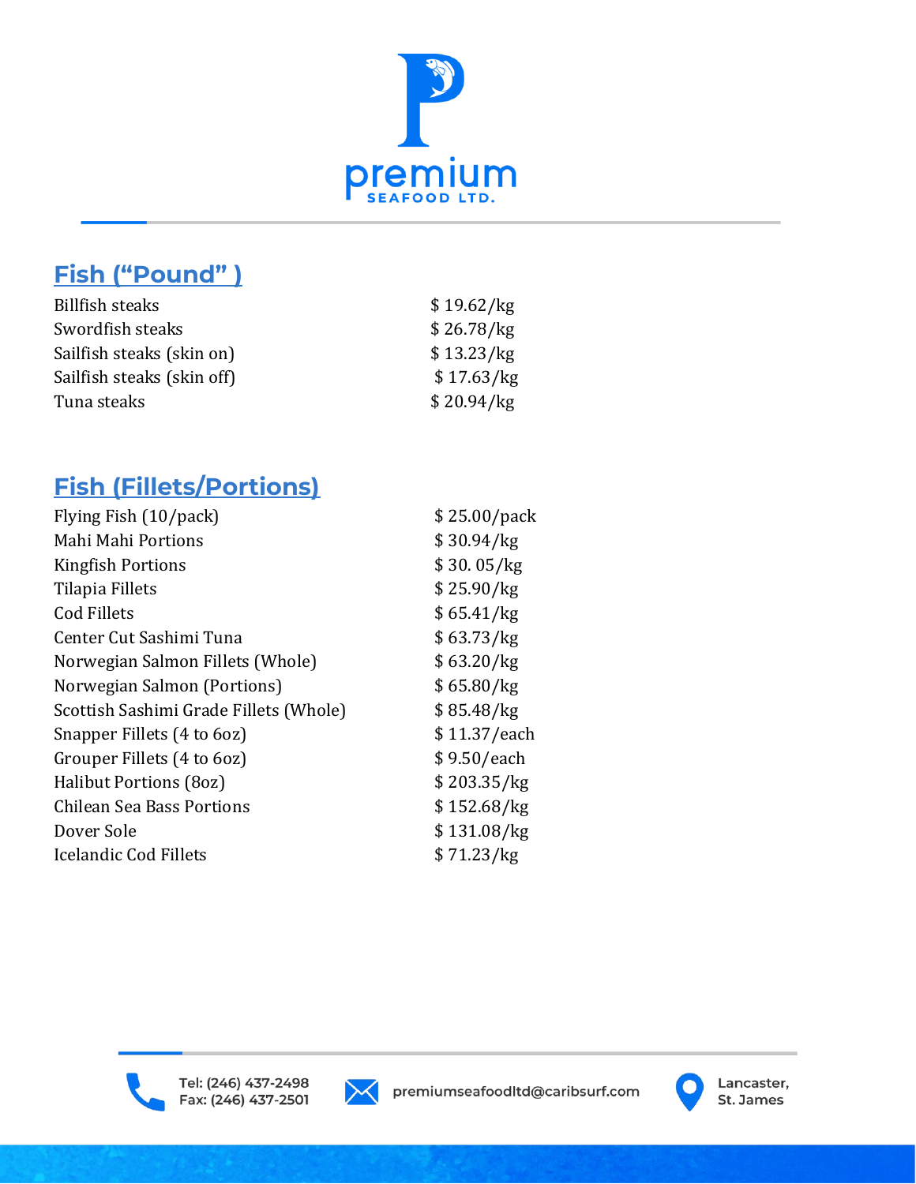premium
SEAFOOD LTD.

## Fish (“Pound” )

| | |
|---|---|
| Billfish steaks | $ 19.62/kg |
| Swordfish steaks | $ 26.78/kg |
| Sailfish steaks (skin on) | $ 13.23/kg |
| Sailfish steaks (skin off) | $ 17.63/kg |
| Tuna steaks | $ 20.94/kg |

## Fish (Fillets/Portions)

| | |
|---|---|
| Flying Fish (10/pack) | $ 25.00/pack |
| Mahi Mahi Portions | $ 30.94/kg |
| Kingfish Portions | $ 30. 05/kg |
| Tilapia Fillets | $ 25.90/kg |
| Cod Fillets | $ 65.41/kg |
| Center Cut Sashimi Tuna | $ 63.73/kg |
| Norwegian Salmon Fillets (Whole) | $ 63.20/kg |
| Norwegian Salmon (Portions) | $ 65.80/kg |
| Scottish Sashimi Grade Fillets (Whole) | $ 85.48/kg |
| Snapper Fillets (4 to 6oz) | $ 11.37/each |
| Grouper Fillets (4 to 6oz) | $ 9.50/each |
| Halibut Portions (8oz) | $ 203.35/kg |
| Chilean Sea Bass Portions | $ 152.68/kg |
| Dover Sole | $ 131.08/kg |
| Icelandic Cod Fillets | $ 71.23/kg |

Tel: (246) 437-2498
Fax: (246) 437-2501

premiumseafoodltd@caribsurf.com

Lancaster,
St. James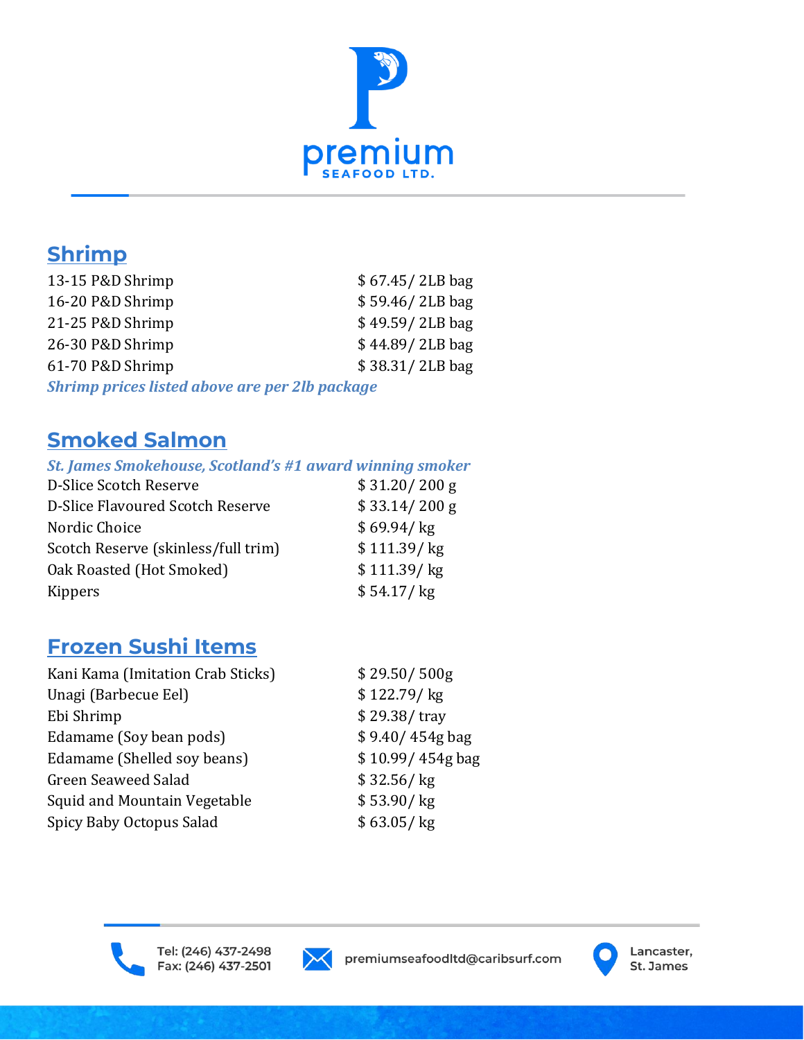premium
SEAFOOD LTD.

## Shrimp

| | |
|---|---|
| 13-15 P&D Shrimp | $ 67.45/ 2LB bag |
| 16-20 P&D Shrimp | $ 59.46/ 2LB bag |
| 21-25 P&D Shrimp | $ 49.59/ 2LB bag |
| 26-30 P&D Shrimp | $ 44.89/ 2LB bag |
| 61-70 P&D Shrimp | $ 38.31/ 2LB bag |

***Shrimp prices listed above are per 2lb package***

## Smoked Salmon

***St. James Smokehouse, Scotland's #1 award winning smoker***

| | |
|---|---|
| D-Slice Scotch Reserve | $ 31.20/ 200 g |
| D-Slice Flavoured Scotch Reserve | $ 33.14/ 200 g |
| Nordic Choice | $ 69.94/ kg |
| Scotch Reserve (skinless/full trim) | $ 111.39/ kg |
| Oak Roasted (Hot Smoked) | $ 111.39/ kg |
| Kippers | $ 54.17/ kg |

## Frozen Sushi Items

| | |
|---|---|
| Kani Kama (Imitation Crab Sticks) | $ 29.50/ 500g |
| Unagi (Barbecue Eel) | $ 122.79/ kg |
| Ebi Shrimp | $ 29.38/ tray |
| Edamame (Soy bean pods) | $ 9.40/ 454g bag |
| Edamame (Shelled soy beans) | $ 10.99/ 454g bag |
| Green Seaweed Salad | $ 32.56/ kg |
| Squid and Mountain Vegetable | $ 53.90/ kg |
| Spicy Baby Octopus Salad | $ 63.05/ kg |

Tel: (246) 437-2498
Fax: (246) 437-2501

premiumseafoodltd@caribsurf.com

Lancaster,
St. James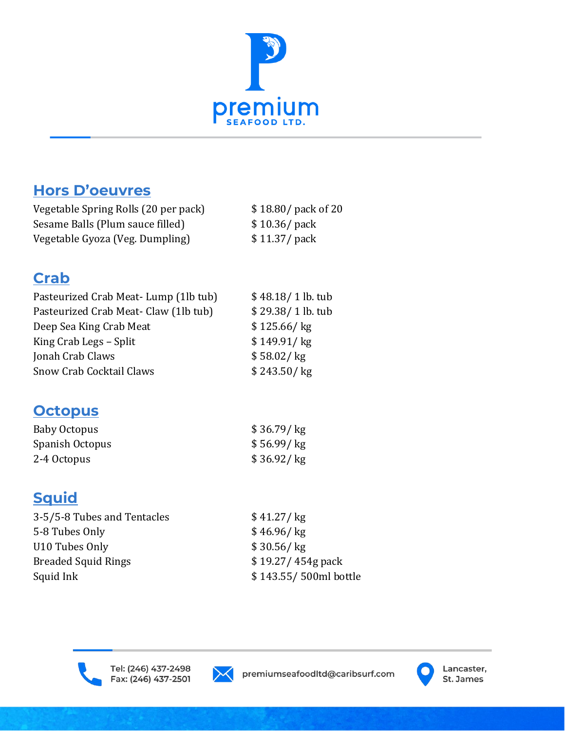premium
SEAFOOD LTD.

## Hors D'oeuvres

| | |
|---|---|
| Vegetable Spring Rolls (20 per pack) | $ 18.80/ pack of 20 |
| Sesame Balls (Plum sauce filled) | $ 10.36/ pack |
| Vegetable Gyoza (Veg. Dumpling) | $ 11.37/ pack |

## Crab

| | |
|---|---|
| Pasteurized Crab Meat- Lump (1lb tub) | $ 48.18/ 1 lb. tub |
| Pasteurized Crab Meat- Claw (1lb tub) | $ 29.38/ 1 lb. tub |
| Deep Sea King Crab Meat | $ 125.66/ kg |
| King Crab Legs – Split | $ 149.91/ kg |
| Jonah Crab Claws | $ 58.02/ kg |
| Snow Crab Cocktail Claws | $ 243.50/ kg |

## Octopus

| | |
|---|---|
| Baby Octopus | $ 36.79/ kg |
| Spanish Octopus | $ 56.99/ kg |
| 2-4 Octopus | $ 36.92/ kg |

## Squid

| | |
|---|---|
| 3-5/5-8 Tubes and Tentacles | $ 41.27/ kg |
| 5-8 Tubes Only | $ 46.96/ kg |
| U10 Tubes Only | $ 30.56/ kg |
| Breaded Squid Rings | $ 19.27/ 454g pack |
| Squid Ink | $ 143.55/ 500ml bottle |

Tel: (246) 437-2498
Fax: (246) 437-2501

premiumseafoodltd@caribsurf.com

Lancaster,
St. James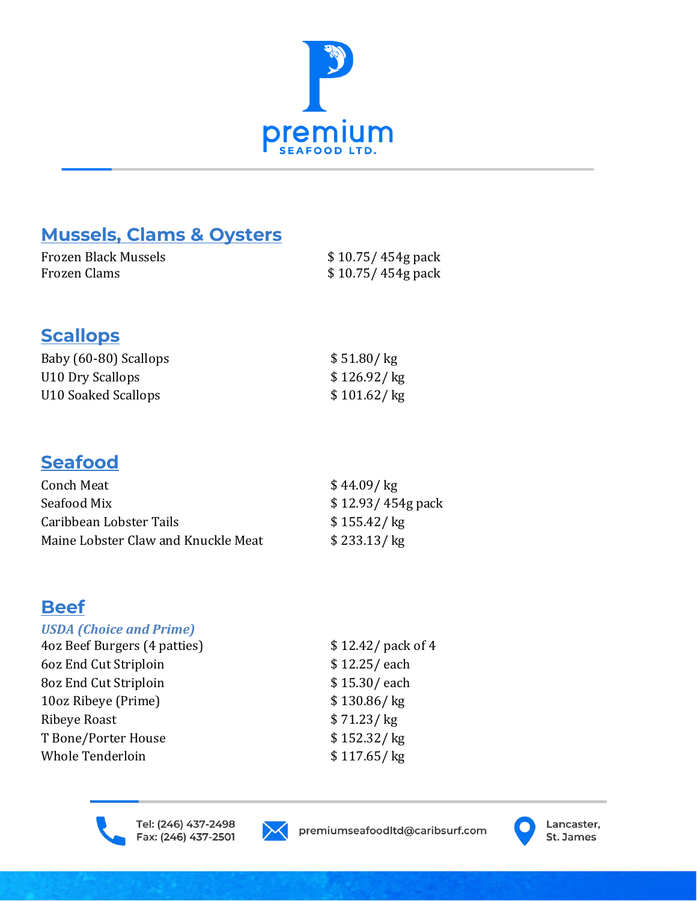premium
SEAFOOD LTD.

## Mussels, Clams & Oysters

| | |
|---|---|
| Frozen Black Mussels | $ 10.75/ 454g pack |
| Frozen Clams | $ 10.75/ 454g pack |

## Scallops

| | |
|---|---|
| Baby (60-80) Scallops | $ 51.80/ kg |
| U10 Dry Scallops | $ 126.92/ kg |
| U10 Soaked Scallops | $ 101.62/ kg |

## Seafood

| | |
|---|---|
| Conch Meat | $ 44.09/ kg |
| Seafood Mix | $ 12.93/ 454g pack |
| Caribbean Lobster Tails | $ 155.42/ kg |
| Maine Lobster Claw and Knuckle Meat | $ 233.13/ kg |

## Beef

### *USDA (Choice and Prime)*

| | |
|---|---|
| 4oz Beef Burgers (4 patties) | $ 12.42/ pack of 4 |
| 6oz End Cut Striploin | $ 12.25/ each |
| 8oz End Cut Striploin | $ 15.30/ each |
| 10oz Ribeye (Prime) | $ 130.86/ kg |
| Ribeye Roast | $ 71.23/ kg |
| T Bone/Porter House | $ 152.32/ kg |
| Whole Tenderloin | $ 117.65/ kg |

Tel: (246) 437-2498
Fax: (246) 437-2501

premiumseafoodltd@caribsurf.com

Lancaster,
St. James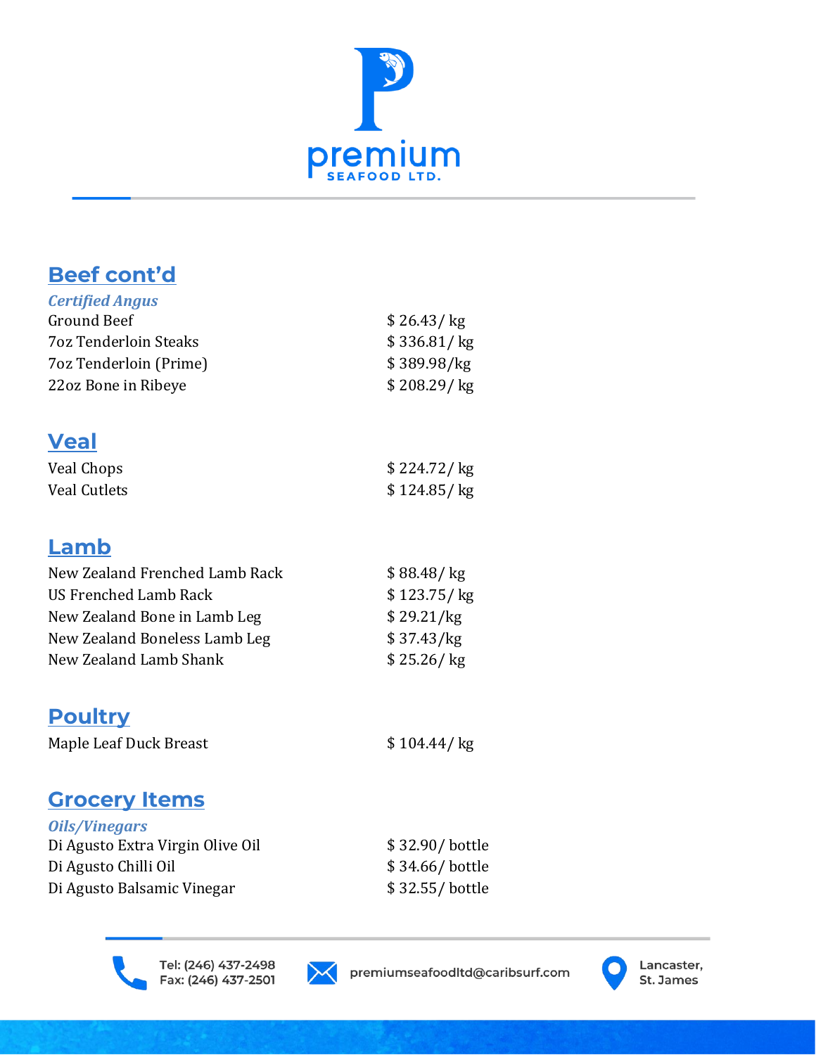## Beef cont'd

*Certified Angus*

| | |
|---|---|
| Ground Beef | $ 26.43/ kg |
| 7oz Tenderloin Steaks | $ 336.81/ kg |
| 7oz Tenderloin (Prime) | $ 389.98/kg |
| 22oz Bone in Ribeye | $ 208.29/ kg |

## Veal

| | |
|---|---|
| Veal Chops | $ 224.72/ kg |
| Veal Cutlets | $ 124.85/ kg |

## Lamb

| | |
|---|---|
| New Zealand Frenched Lamb Rack | $ 88.48/ kg |
| US Frenched Lamb Rack | $ 123.75/ kg |
| New Zealand Bone in Lamb Leg | $ 29.21/kg |
| New Zealand Boneless Lamb Leg | $ 37.43/kg |
| New Zealand Lamb Shank | $ 25.26/ kg |

## Poultry

| | |
|---|---|
| Maple Leaf Duck Breast | $ 104.44/ kg |

## Grocery Items

*Oils/Vinegars*

| | |
|---|---|
| Di Agusto Extra Virgin Olive Oil | $ 32.90/ bottle |
| Di Agusto Chilli Oil | $ 34.66/ bottle |
| Di Agusto Balsamic Vinegar | $ 32.55/ bottle |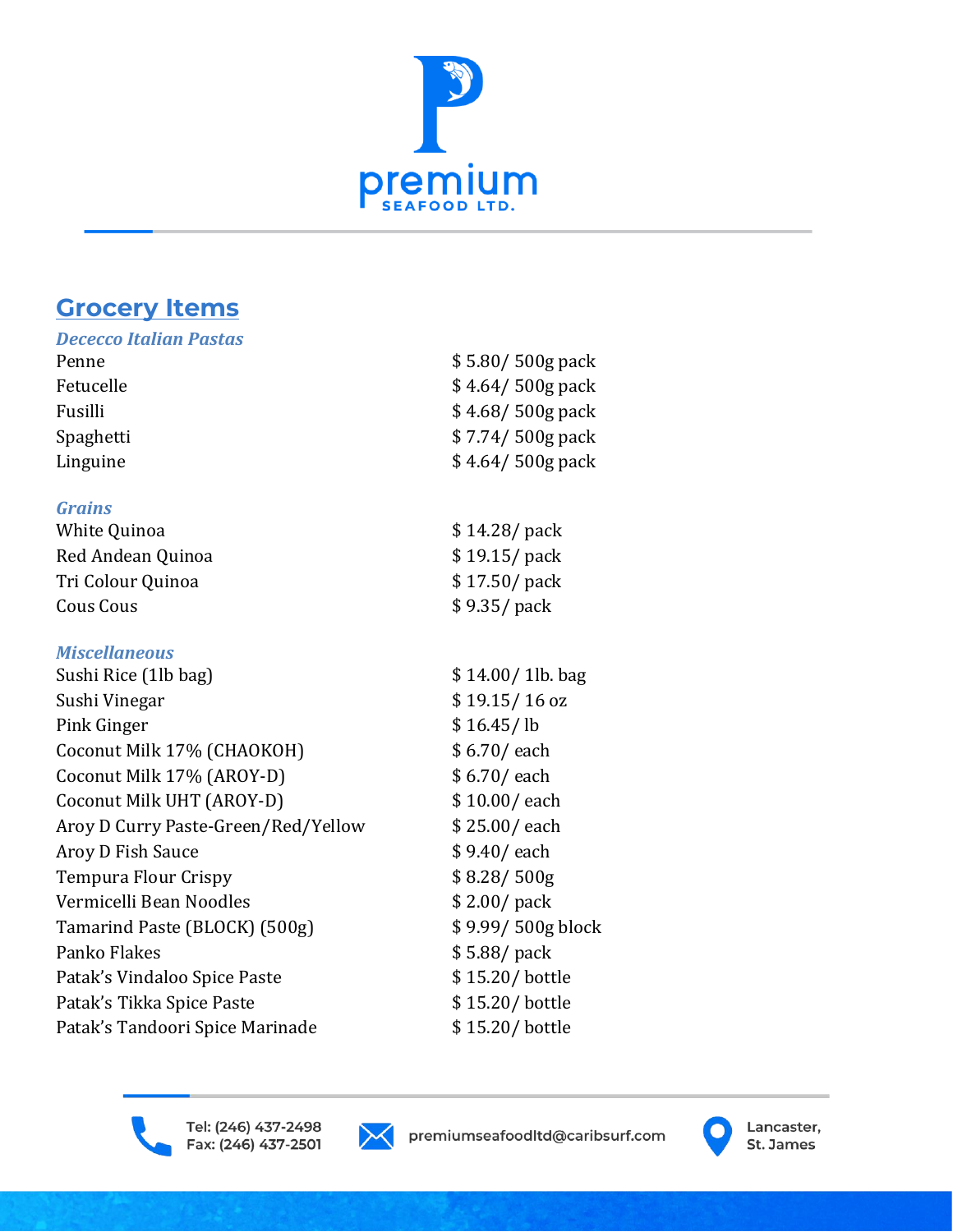## Grocery Items

### *Dececco Italian Pastas*

| | |
|---|---|
| Penne | $ 5.80/ 500g pack |
| Fetucelle | $ 4.64/ 500g pack |
| Fusilli | $ 4.68/ 500g pack |
| Spaghetti | $ 7.74/ 500g pack |
| Linguine | $ 4.64/ 500g pack |

### *Grains*

| | |
|---|---|
| White Quinoa | $ 14.28/ pack |
| Red Andean Quinoa | $ 19.15/ pack |
| Tri Colour Quinoa | $ 17.50/ pack |
| Cous Cous | $ 9.35/ pack |

### *Miscellaneous*

| | |
|---|---|
| Sushi Rice (1lb bag) | $ 14.00/ 1lb. bag |
| Sushi Vinegar | $ 19.15/ 16 oz |
| Pink Ginger | $ 16.45/ lb |
| Coconut Milk 17% (CHAOKOH) | $ 6.70/ each |
| Coconut Milk 17% (AROY-D) | $ 6.70/ each |
| Coconut Milk UHT (AROY-D) | $ 10.00/ each |
| Aroy D Curry Paste-Green/Red/Yellow | $ 25.00/ each |
| Aroy D Fish Sauce | $ 9.40/ each |
| Tempura Flour Crispy | $ 8.28/ 500g |
| Vermicelli Bean Noodles | $ 2.00/ pack |
| Tamarind Paste (BLOCK) (500g) | $ 9.99/ 500g block |
| Panko Flakes | $ 5.88/ pack |
| Patak's Vindaloo Spice Paste | $ 15.20/ bottle |
| Patak's Tikka Spice Paste | $ 15.20/ bottle |
| Patak's Tandoori Spice Marinade | $ 15.20/ bottle |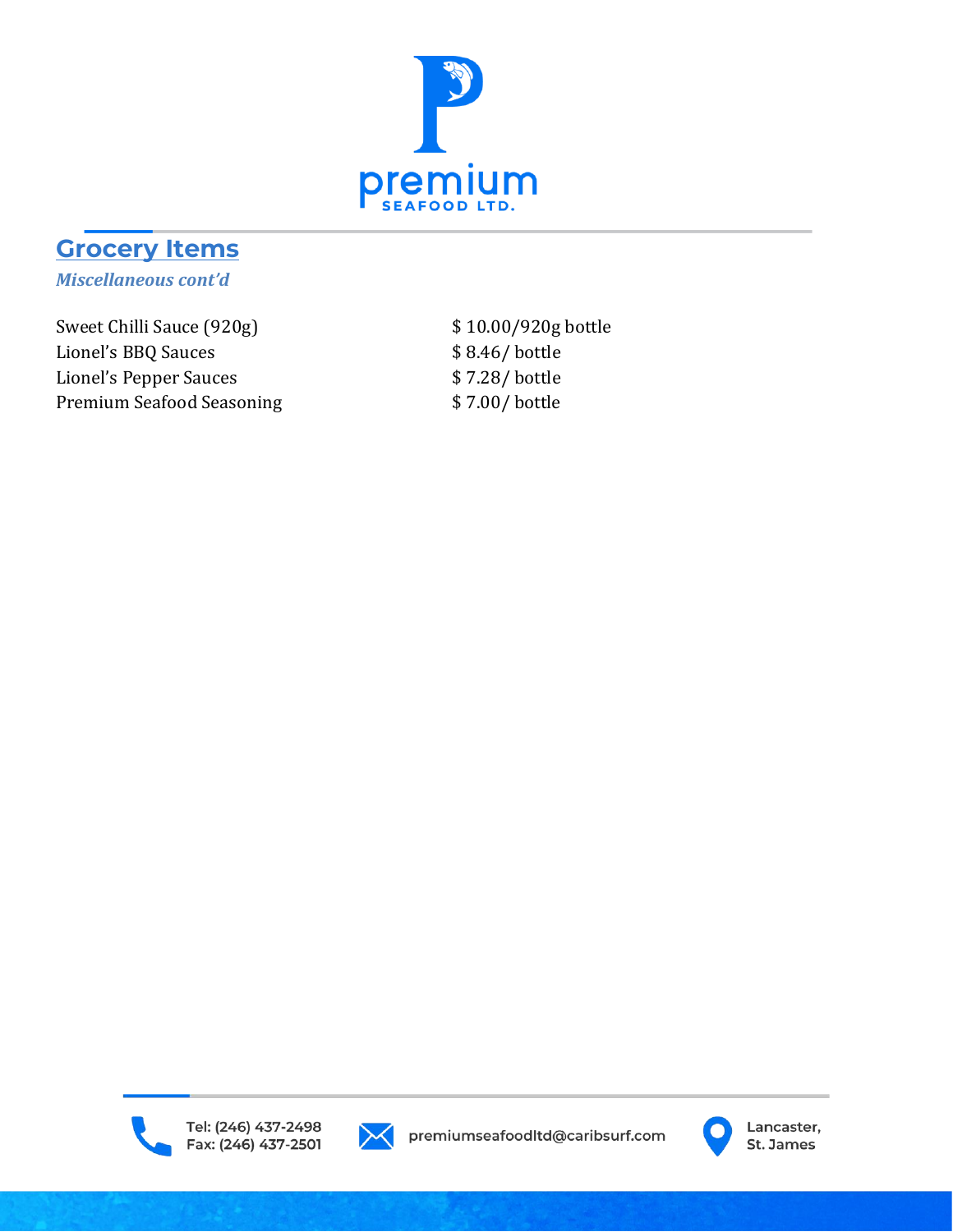## Grocery Items

*Miscellaneous cont'd*

| | |
|---|---|
| Sweet Chilli Sauce (920g) | $ 10.00/920g bottle |
| Lionel's BBQ Sauces | $ 8.46/ bottle |
| Lionel's Pepper Sauces | $ 7.28/ bottle |
| Premium Seafood Seasoning | $ 7.00/ bottle |